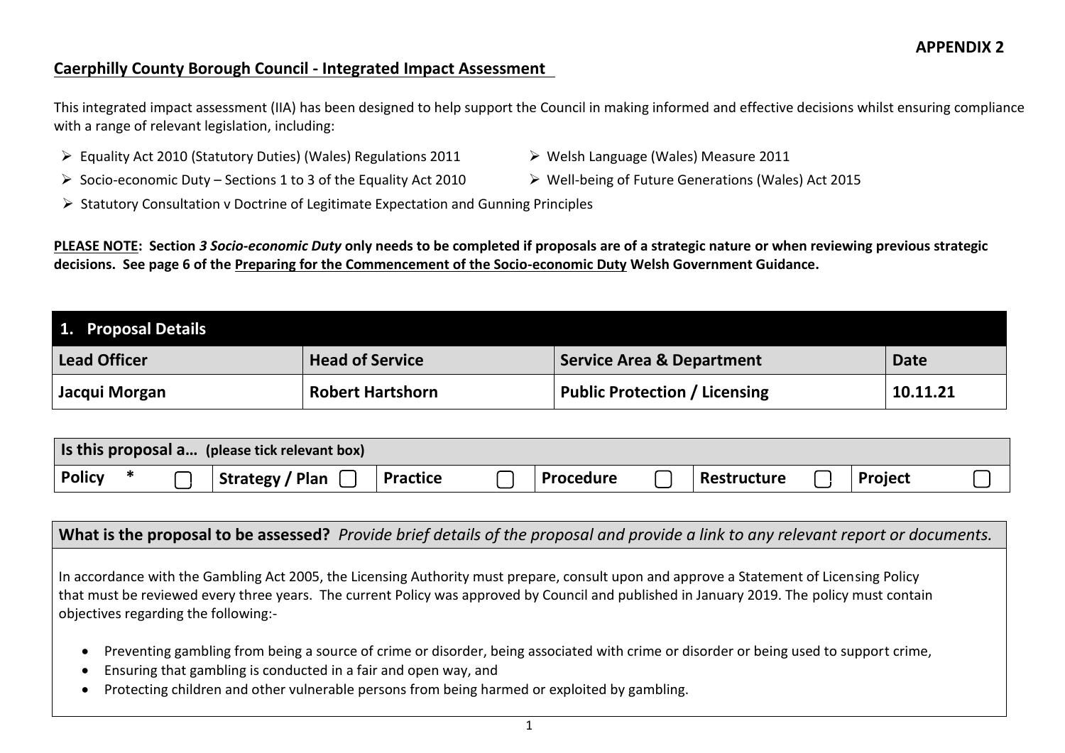**APPENDIX 2**

## Caerphilly County Borough Council - Integrated Impact Assessment

This integrated impact assessment (IIA) has been designed to help support the Council in making informed and effective decisions whilst ensuring compliance with a range of relevant legislation, including:

- Equality Act 2010 (Statutory Duties) (Wales) Regulations 2011
- Socio-economic Duty – Sections 1 to 3 of the Equality Act 2010
- Statutory Consultation v Doctrine of Legitimate Expectation and Gunning Principles
- Welsh Language (Wales) Measure 2011
- Well-being of Future Generations (Wales) Act 2015

**PLEASE NOTE: Section *3 Socio-economic Duty* only needs to be completed if proposals are of a strategic nature or when reviewing previous strategic decisions. See page 6 of the Preparing for the Commencement of the Socio-economic Duty Welsh Government Guidance.**

| **1. Proposal Details** | | | |
|---|---|---|---|
| **Lead Officer** | **Head of Service** | **Service Area & Department** | **Date** |
| **Jacqui Morgan** | **Robert Hartshorn** | **Public Protection / Licensing** | **10.11.21** |

| **Is this proposal a…** (please tick relevant box) | | | | | | | | | | | |
|---|---|---|---|---|---|---|---|---|---|---|---|
| **Policy** * | ☐ | **Strategy / Plan** | ☐ | **Practice** | ☐ | **Procedure** | ☐ | **Restructure** | ☐ | **Project** | ☐ |

**What is the proposal to be assessed?** *Provide brief details of the proposal and provide a link to any relevant report or documents.*

In accordance with the Gambling Act 2005, the Licensing Authority must prepare, consult upon and approve a Statement of Licensing Policy that must be reviewed every three years. The current Policy was approved by Council and published in January 2019. The policy must contain objectives regarding the following:-

- Preventing gambling from being a source of crime or disorder, being associated with crime or disorder or being used to support crime,
- Ensuring that gambling is conducted in a fair and open way, and
- Protecting children and other vulnerable persons from being harmed or exploited by gambling.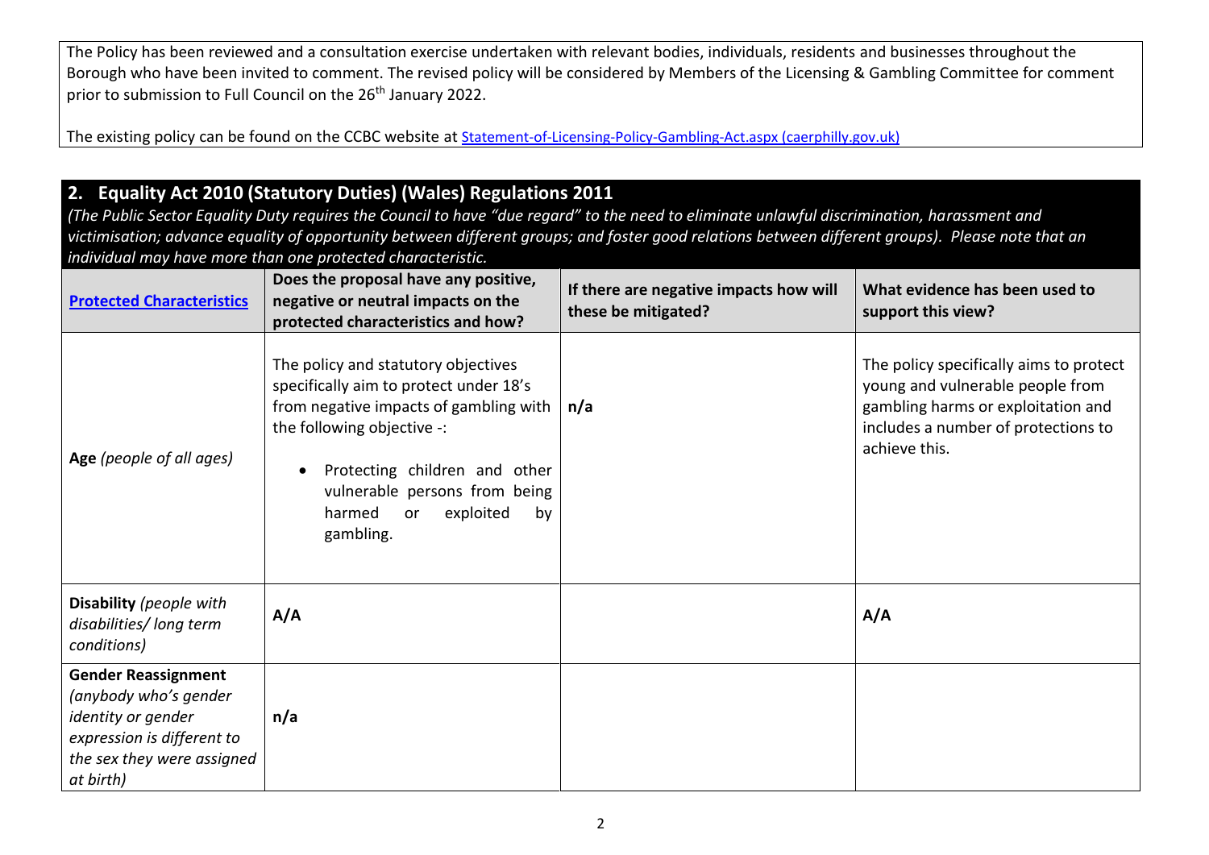The Policy has been reviewed and a consultation exercise undertaken with relevant bodies, individuals, residents and businesses throughout the Borough who have been invited to comment. The revised policy will be considered by Members of the Licensing & Gambling Committee for comment prior to submission to Full Council on the 26th January 2022.

The existing policy can be found on the CCBC website at [Statement-of-Licensing-Policy-Gambling-Act.aspx (caerphilly.gov.uk)]

## 2. Equality Act 2010 (Statutory Duties) (Wales) Regulations 2011

*(The Public Sector Equality Duty requires the Council to have "due regard" to the need to eliminate unlawful discrimination, harassment and victimisation; advance equality of opportunity between different groups; and foster good relations between different groups). Please note that an individual may have more than one protected characteristic.*

| **Protected Characteristics** | **Does the proposal have any positive, negative or neutral impacts on the protected characteristics and how?** | **If there are negative impacts how will these be mitigated?** | **What evidence has been used to support this view?** |
|---|---|---|---|
| **Age** *(people of all ages)* | The policy and statutory objectives specifically aim to protect under 18's from negative impacts of gambling with the following objective -:<br>• Protecting children and other vulnerable persons from being harmed or exploited by gambling. | **n/a** | The policy specifically aims to protect young and vulnerable people from gambling harms or exploitation and includes a number of protections to achieve this. |
| **Disability** *(people with disabilities/ long term conditions)* | **A/A** | | **A/A** |
| **Gender Reassignment** *(anybody who's gender identity or gender expression is different to the sex they were assigned at birth)* | **n/a** | | |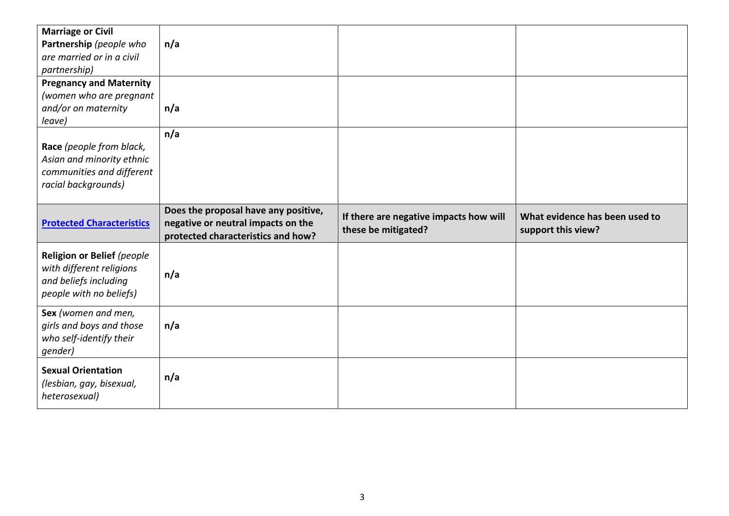| **Protected Characteristics** | **Does the proposal have any positive, negative or neutral impacts on the protected characteristics and how?** | **If there are negative impacts how will these be mitigated?** | **What evidence has been used to support this view?** |
|---|---|---|---|
| **Marriage or Civil Partnership** *(people who are married or in a civil partnership)* | **n/a** | | |
| **Pregnancy and Maternity** *(women who are pregnant and/or on maternity leave)* | **n/a** | | |
| **Race** *(people from black, Asian and minority ethnic communities and different racial backgrounds)* | **n/a** | | |
| **Religion or Belief** *(people with different religions and beliefs including people with no beliefs)* | **n/a** | | |
| **Sex** *(women and men, girls and boys and those who self-identify their gender)* | **n/a** | | |
| **Sexual Orientation** *(lesbian, gay, bisexual, heterosexual)* | **n/a** | | |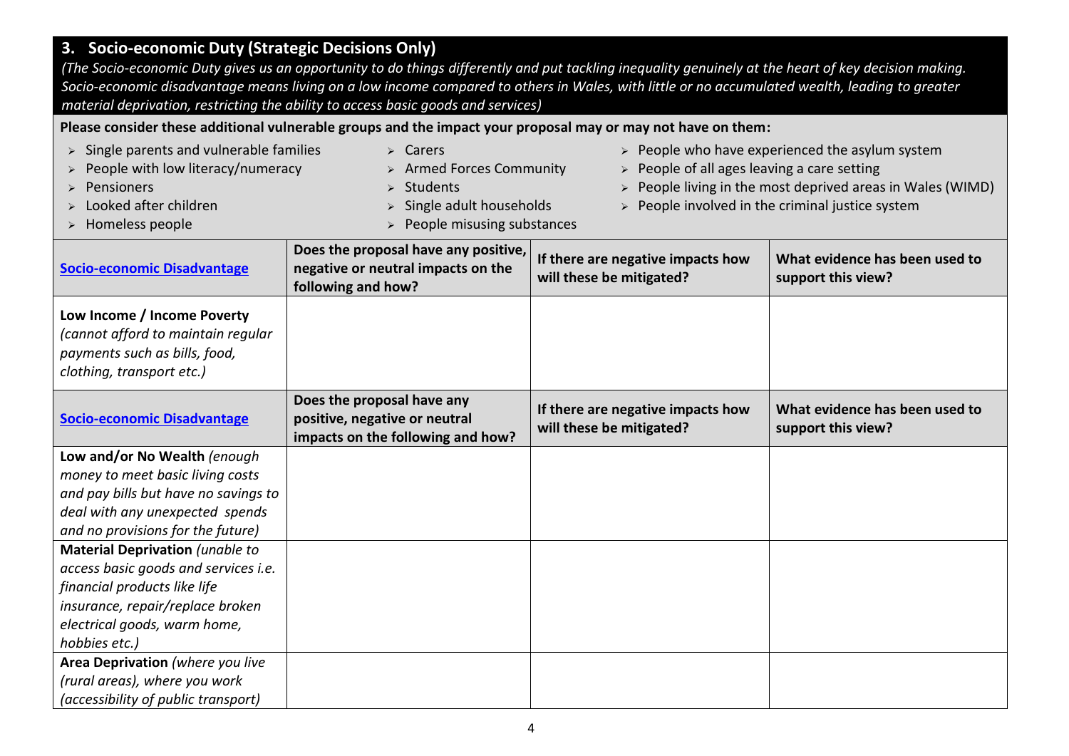### 3. Socio-economic Duty (Strategic Decisions Only)

*(The Socio-economic Duty gives us an opportunity to do things differently and put tackling inequality genuinely at the heart of key decision making. Socio-economic disadvantage means living on a low income compared to others in Wales, with little or no accumulated wealth, leading to greater material deprivation, restricting the ability to access basic goods and services)*

**Please consider these additional vulnerable groups and the impact your proposal may or may not have on them:**

- Single parents and vulnerable families
- People with low literacy/numeracy
- Pensioners
- Looked after children
- Homeless people
- Carers
- Armed Forces Community
- Students
- Single adult households
- People misusing substances
- People who have experienced the asylum system
- People of all ages leaving a care setting
- People living in the most deprived areas in Wales (WIMD)
- People involved in the criminal justice system

| Socio-economic Disadvantage | Does the proposal have any positive, negative or neutral impacts on the following and how? | If there are negative impacts how will these be mitigated? | What evidence has been used to support this view? |
|---|---|---|---|
| **Low Income / Income Poverty** *(cannot afford to maintain regular payments such as bills, food, clothing, transport etc.)* | | | |

| Socio-economic Disadvantage | Does the proposal have any positive, negative or neutral impacts on the following and how? | If there are negative impacts how will these be mitigated? | What evidence has been used to support this view? |
|---|---|---|---|
| **Low and/or No Wealth** *(enough money to meet basic living costs and pay bills but have no savings to deal with any unexpected spends and no provisions for the future)* | | | |
| **Material Deprivation** *(unable to access basic goods and services i.e. financial products like life insurance, repair/replace broken electrical goods, warm home, hobbies etc.)* | | | |
| **Area Deprivation** *(where you live (rural areas), where you work (accessibility of public transport)* | | | |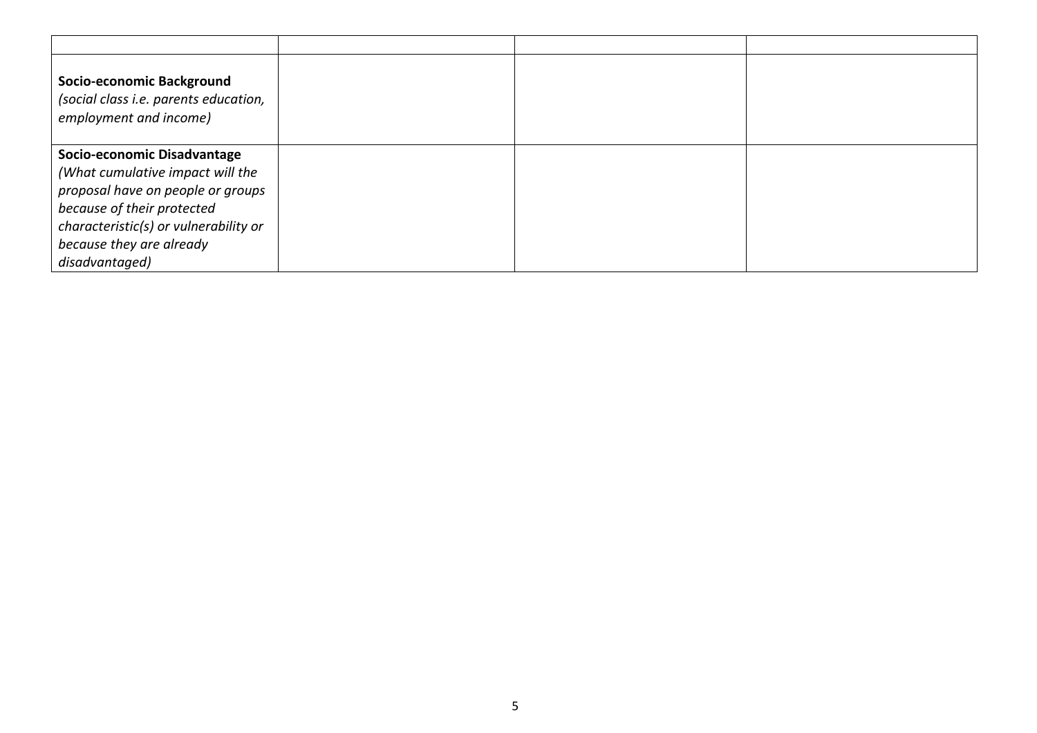| | | | |
|---|---|---|---|
| **Socio-economic Background** *(social class i.e. parents education, employment and income)* | | | |
| **Socio-economic Disadvantage** *(What cumulative impact will the proposal have on people or groups because of their protected characteristic(s) or vulnerability or because they are already disadvantaged)* | | | |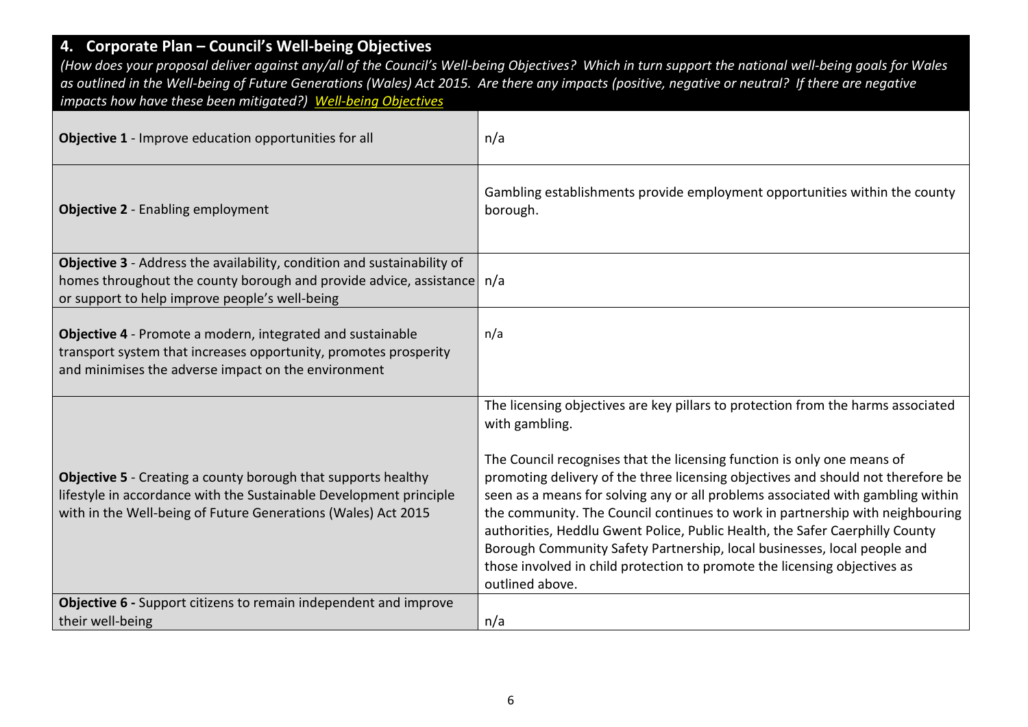## 4. Corporate Plan – Council's Well-being Objectives

*(How does your proposal deliver against any/all of the Council's Well-being Objectives? Which in turn support the national well-being goals for Wales as outlined in the Well-being of Future Generations (Wales) Act 2015. Are there any impacts (positive, negative or neutral? If there are negative impacts how have these been mitigated?) Well-being Objectives*

| Objective | Response |
|---|---|
| **Objective 1** - Improve education opportunities for all | n/a |
| **Objective 2** - Enabling employment | Gambling establishments provide employment opportunities within the county borough. |
| **Objective 3** - Address the availability, condition and sustainability of homes throughout the county borough and provide advice, assistance or support to help improve people's well-being | n/a |
| **Objective 4** - Promote a modern, integrated and sustainable transport system that increases opportunity, promotes prosperity and minimises the adverse impact on the environment | n/a |
| **Objective 5** - Creating a county borough that supports healthy lifestyle in accordance with the Sustainable Development principle with in the Well-being of Future Generations (Wales) Act 2015 | The licensing objectives are key pillars to protection from the harms associated with gambling.<br><br>The Council recognises that the licensing function is only one means of promoting delivery of the three licensing objectives and should not therefore be seen as a means for solving any or all problems associated with gambling within the community. The Council continues to work in partnership with neighbouring authorities, Heddlu Gwent Police, Public Health, the Safer Caerphilly County Borough Community Safety Partnership, local businesses, local people and those involved in child protection to promote the licensing objectives as outlined above. |
| **Objective 6 -** Support citizens to remain independent and improve their well-being | n/a |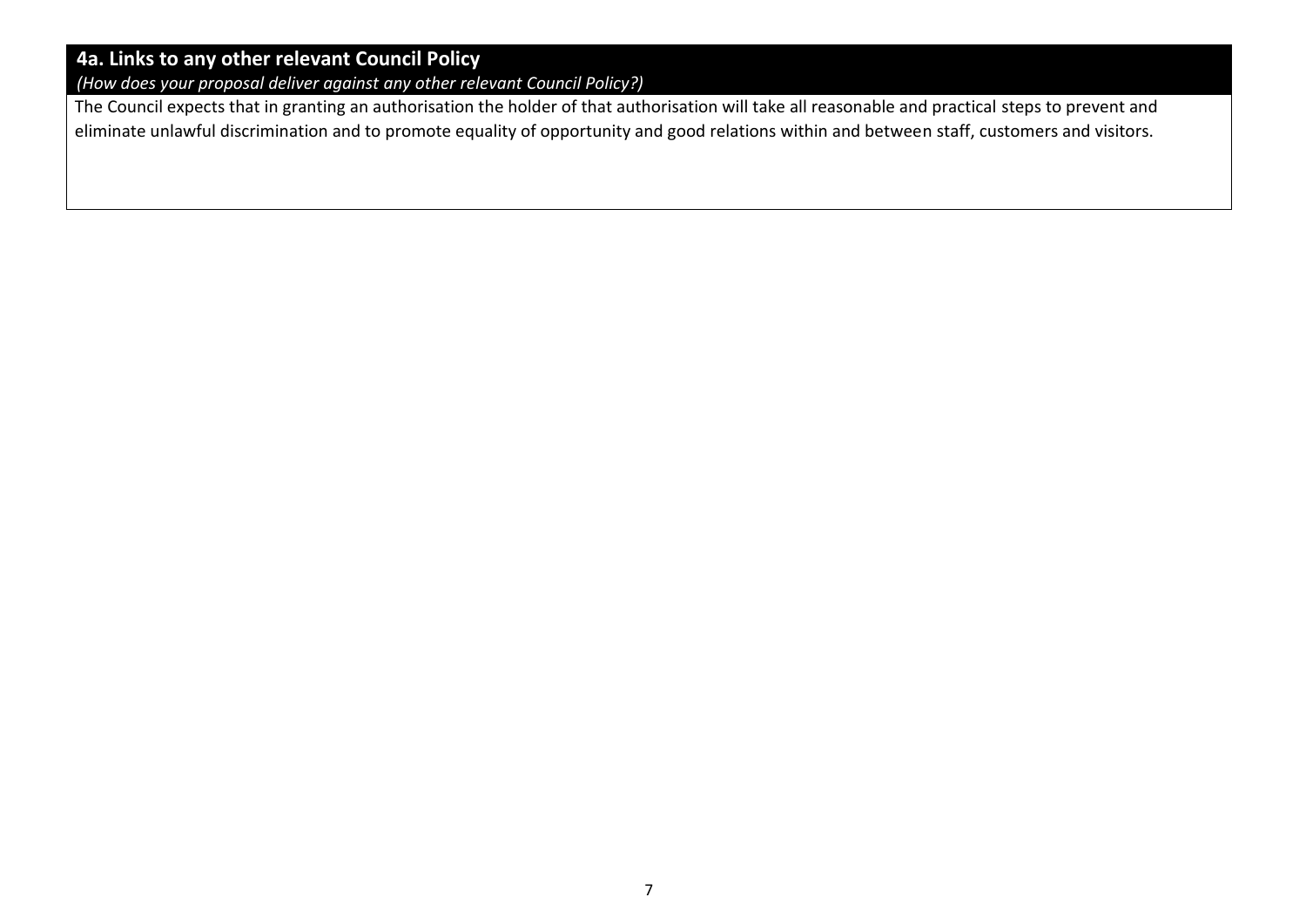## 4a. Links to any other relevant Council Policy

*(How does your proposal deliver against any other relevant Council Policy?)*

The Council expects that in granting an authorisation the holder of that authorisation will take all reasonable and practical steps to prevent and eliminate unlawful discrimination and to promote equality of opportunity and good relations within and between staff, customers and visitors.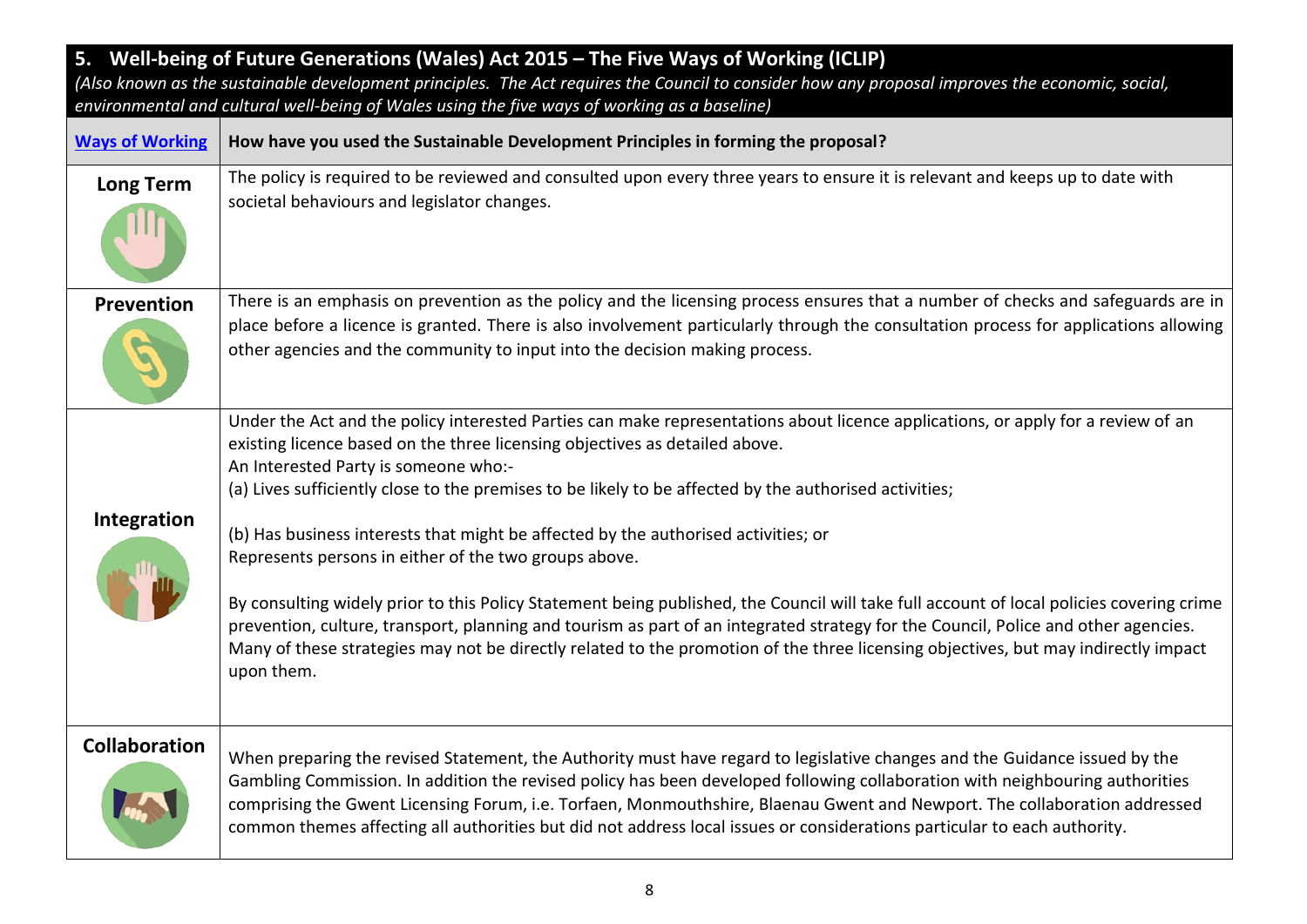## 5. Well-being of Future Generations (Wales) Act 2015 – The Five Ways of Working (ICLIP)

*(Also known as the sustainable development principles. The Act requires the Council to consider how any proposal improves the economic, social, environmental and cultural well-being of Wales using the five ways of working as a baseline)*

| Ways of Working | How have you used the Sustainable Development Principles in forming the proposal? |
|---|---|
| **Long Term** | The policy is required to be reviewed and consulted upon every three years to ensure it is relevant and keeps up to date with societal behaviours and legislator changes. |
| **Prevention** | There is an emphasis on prevention as the policy and the licensing process ensures that a number of checks and safeguards are in place before a licence is granted. There is also involvement particularly through the consultation process for applications allowing other agencies and the community to input into the decision making process. |
| **Integration** | Under the Act and the policy interested Parties can make representations about licence applications, or apply for a review of an existing licence based on the three licensing objectives as detailed above.<br>An Interested Party is someone who:-<br>(a) Lives sufficiently close to the premises to be likely to be affected by the authorised activities;<br><br>(b) Has business interests that might be affected by the authorised activities; or<br>Represents persons in either of the two groups above.<br><br>By consulting widely prior to this Policy Statement being published, the Council will take full account of local policies covering crime prevention, culture, transport, planning and tourism as part of an integrated strategy for the Council, Police and other agencies. Many of these strategies may not be directly related to the promotion of the three licensing objectives, but may indirectly impact upon them. |
| **Collaboration** | When preparing the revised Statement, the Authority must have regard to legislative changes and the Guidance issued by the Gambling Commission. In addition the revised policy has been developed following collaboration with neighbouring authorities comprising the Gwent Licensing Forum, i.e. Torfaen, Monmouthshire, Blaenau Gwent and Newport. The collaboration addressed common themes affecting all authorities but did not address local issues or considerations particular to each authority. |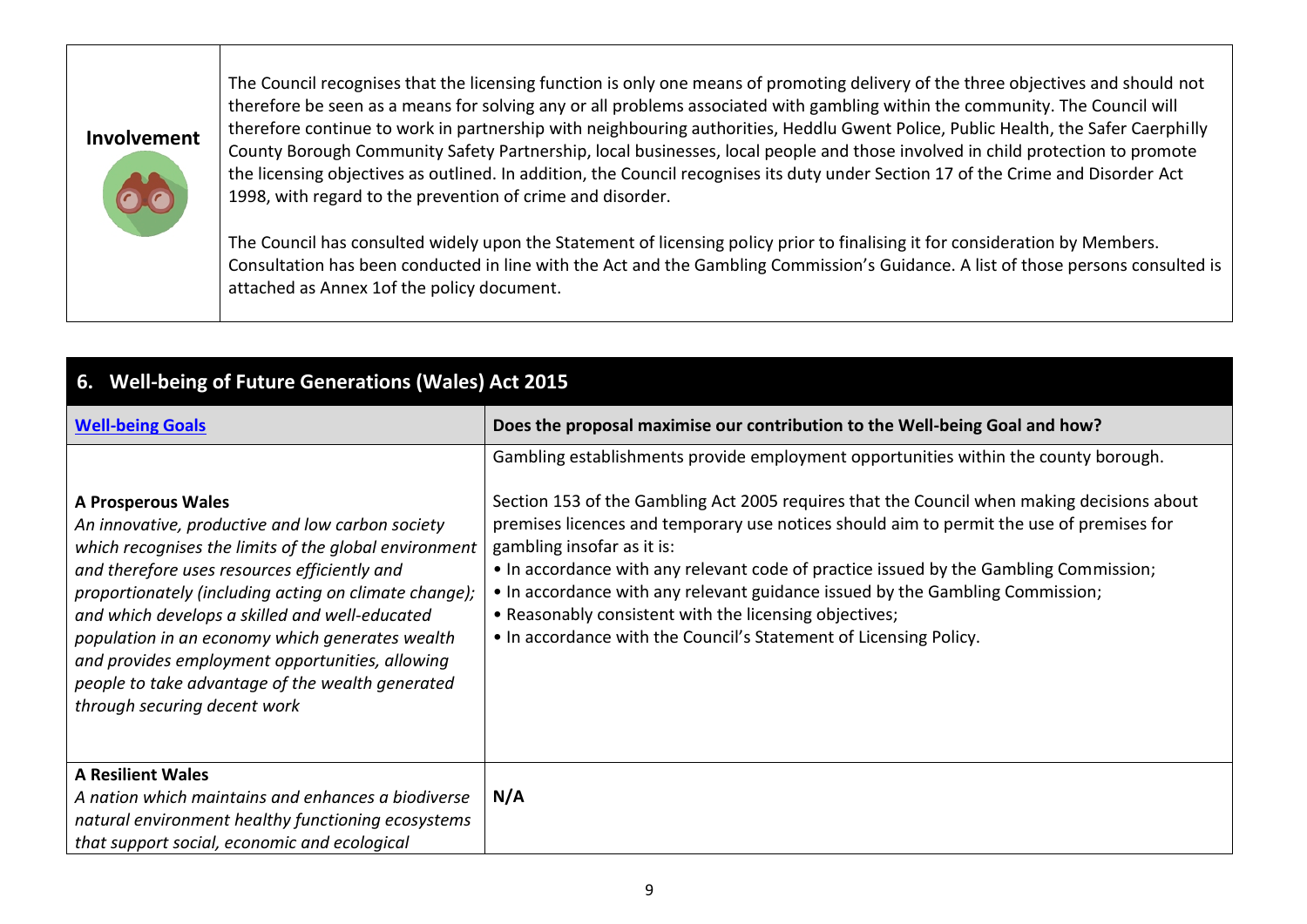| **Involvement** | The Council recognises that the licensing function is only one means of promoting delivery of the three objectives and should not therefore be seen as a means for solving any or all problems associated with gambling within the community. The Council will therefore continue to work in partnership with neighbouring authorities, Heddlu Gwent Police, Public Health, the Safer Caerphilly County Borough Community Safety Partnership, local businesses, local people and those involved in child protection to promote the licensing objectives as outlined. In addition, the Council recognises its duty under Section 17 of the Crime and Disorder Act 1998, with regard to the prevention of crime and disorder.<br><br>The Council has consulted widely upon the Statement of licensing policy prior to finalising it for consideration by Members. Consultation has been conducted in line with the Act and the Gambling Commission's Guidance. A list of those persons consulted is attached as Annex 1of the policy document. |
|---|---|

## 6. Well-being of Future Generations (Wales) Act 2015

| **Well-being Goals** | **Does the proposal maximise our contribution to the Well-being Goal and how?** |
|---|---|
| **A Prosperous Wales**<br>*An innovative, productive and low carbon society which recognises the limits of the global environment and therefore uses resources efficiently and proportionately (including acting on climate change); and which develops a skilled and well-educated population in an economy which generates wealth and provides employment opportunities, allowing people to take advantage of the wealth generated through securing decent work* | Gambling establishments provide employment opportunities within the county borough.<br><br>Section 153 of the Gambling Act 2005 requires that the Council when making decisions about premises licences and temporary use notices should aim to permit the use of premises for gambling insofar as it is:<br>• In accordance with any relevant code of practice issued by the Gambling Commission;<br>• In accordance with any relevant guidance issued by the Gambling Commission;<br>• Reasonably consistent with the licensing objectives;<br>• In accordance with the Council's Statement of Licensing Policy. |
| **A Resilient Wales**<br>*A nation which maintains and enhances a biodiverse natural environment healthy functioning ecosystems that support social, economic and ecological* | **N/A** |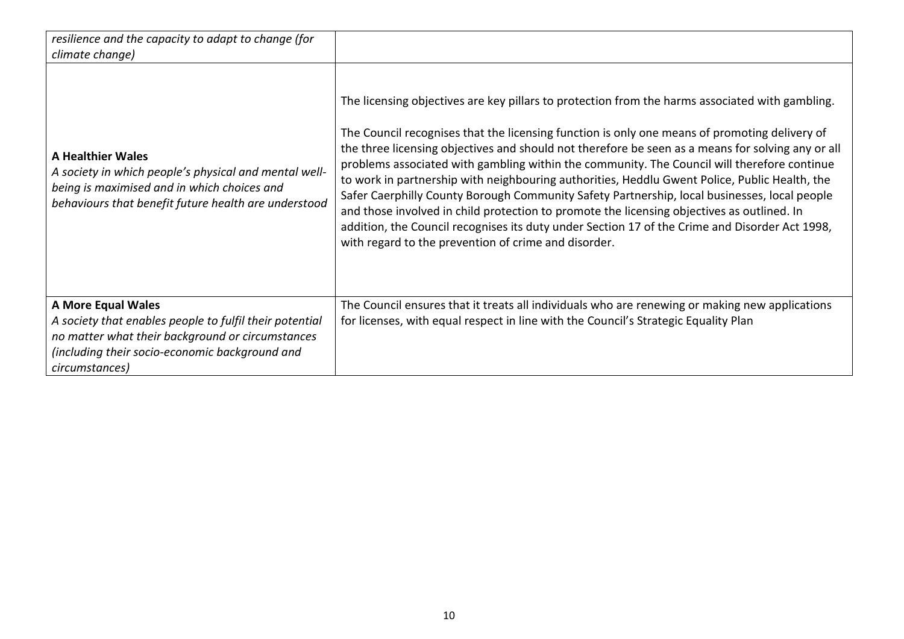| | |
|---|---|
| *resilience and the capacity to adapt to change (for climate change)* | |
| **A Healthier Wales**<br>*A society in which people's physical and mental well-being is maximised and in which choices and behaviours that benefit future health are understood* | The licensing objectives are key pillars to protection from the harms associated with gambling.<br><br>The Council recognises that the licensing function is only one means of promoting delivery of the three licensing objectives and should not therefore be seen as a means for solving any or all problems associated with gambling within the community. The Council will therefore continue to work in partnership with neighbouring authorities, Heddlu Gwent Police, Public Health, the Safer Caerphilly County Borough Community Safety Partnership, local businesses, local people and those involved in child protection to promote the licensing objectives as outlined. In addition, the Council recognises its duty under Section 17 of the Crime and Disorder Act 1998, with regard to the prevention of crime and disorder. |
| **A More Equal Wales**<br>*A society that enables people to fulfil their potential no matter what their background or circumstances (including their socio-economic background and circumstances)* | The Council ensures that it treats all individuals who are renewing or making new applications for licenses, with equal respect in line with the Council's Strategic Equality Plan |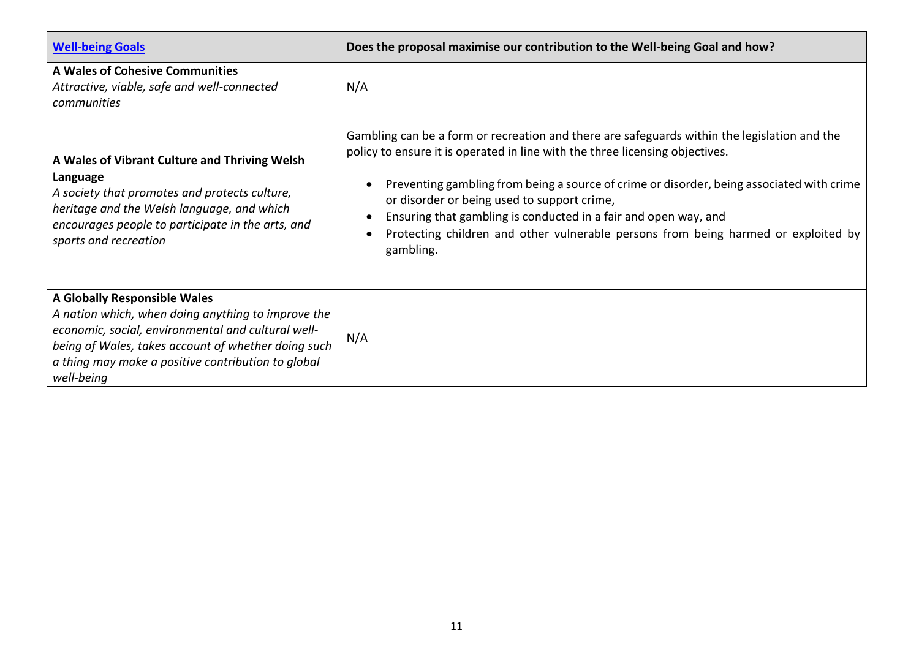| [Well-being Goals]() | Does the proposal maximise our contribution to the Well-being Goal and how? |
|---|---|
| **A Wales of Cohesive Communities**<br>*Attractive, viable, safe and well-connected communities* | N/A |
| **A Wales of Vibrant Culture and Thriving Welsh Language**<br>*A society that promotes and protects culture, heritage and the Welsh language, and which encourages people to participate in the arts, and sports and recreation* | Gambling can be a form or recreation and there are safeguards within the legislation and the policy to ensure it is operated in line with the three licensing objectives.<br><br>• Preventing gambling from being a source of crime or disorder, being associated with crime or disorder or being used to support crime,<br>• Ensuring that gambling is conducted in a fair and open way, and<br>• Protecting children and other vulnerable persons from being harmed or exploited by gambling. |
| **A Globally Responsible Wales**<br>*A nation which, when doing anything to improve the economic, social, environmental and cultural well-being of Wales, takes account of whether doing such a thing may make a positive contribution to global well-being* | N/A |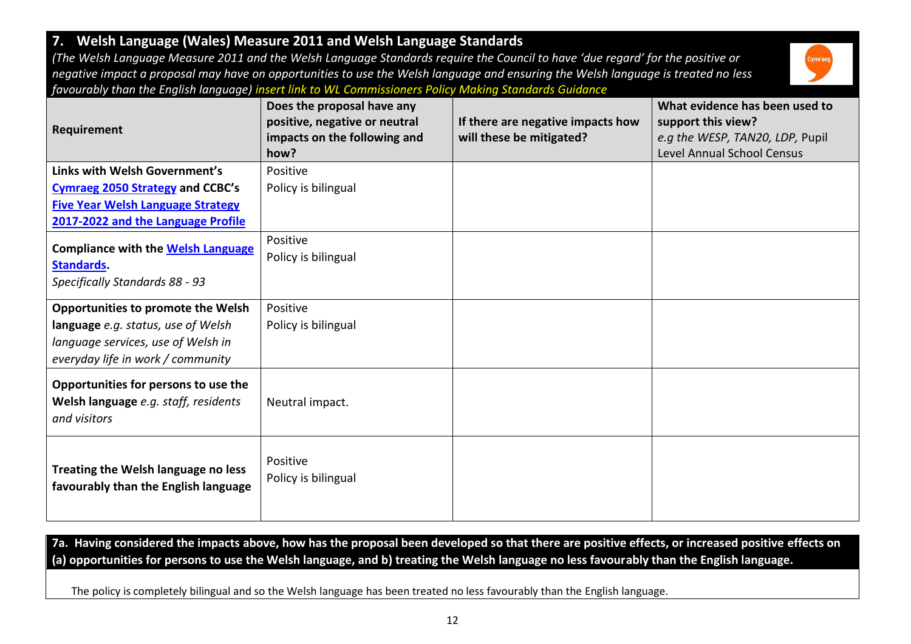## 7. Welsh Language (Wales) Measure 2011 and Welsh Language Standards

*(The Welsh Language Measure 2011 and the Welsh Language Standards require the Council to have 'due regard' for the positive or negative impact a proposal may have on opportunities to use the Welsh language and ensuring the Welsh language is treated no less favourably than the English language)* *insert link to WL Commissioners Policy Making Standards Guidance*

| Requirement | Does the proposal have any positive, negative or neutral impacts on the following and how? | If there are negative impacts how will these be mitigated? | What evidence has been used to support this view? *e.g the WESP, TAN20, LDP,* Pupil Level Annual School Census |
|---|---|---|---|
| **Links with Welsh Government's Cymraeg 2050 Strategy and CCBC's Five Year Welsh Language Strategy 2017-2022 and the Language Profile** | Positive<br>Policy is bilingual | | |
| **Compliance with the Welsh Language Standards.**<br>*Specifically Standards 88 - 93* | Positive<br>Policy is bilingual | | |
| **Opportunities to promote the Welsh language** *e.g. status, use of Welsh language services, use of Welsh in everyday life in work / community* | Positive<br>Policy is bilingual | | |
| **Opportunities for persons to use the Welsh language** *e.g. staff, residents and visitors* | Neutral impact. | | |
| **Treating the Welsh language no less favourably than the English language** | Positive<br>Policy is bilingual | | |

**7a. Having considered the impacts above, how has the proposal been developed so that there are positive effects, or increased positive effects on (a) opportunities for persons to use the Welsh language, and b) treating the Welsh language no less favourably than the English language.**

The policy is completely bilingual and so the Welsh language has been treated no less favourably than the English language.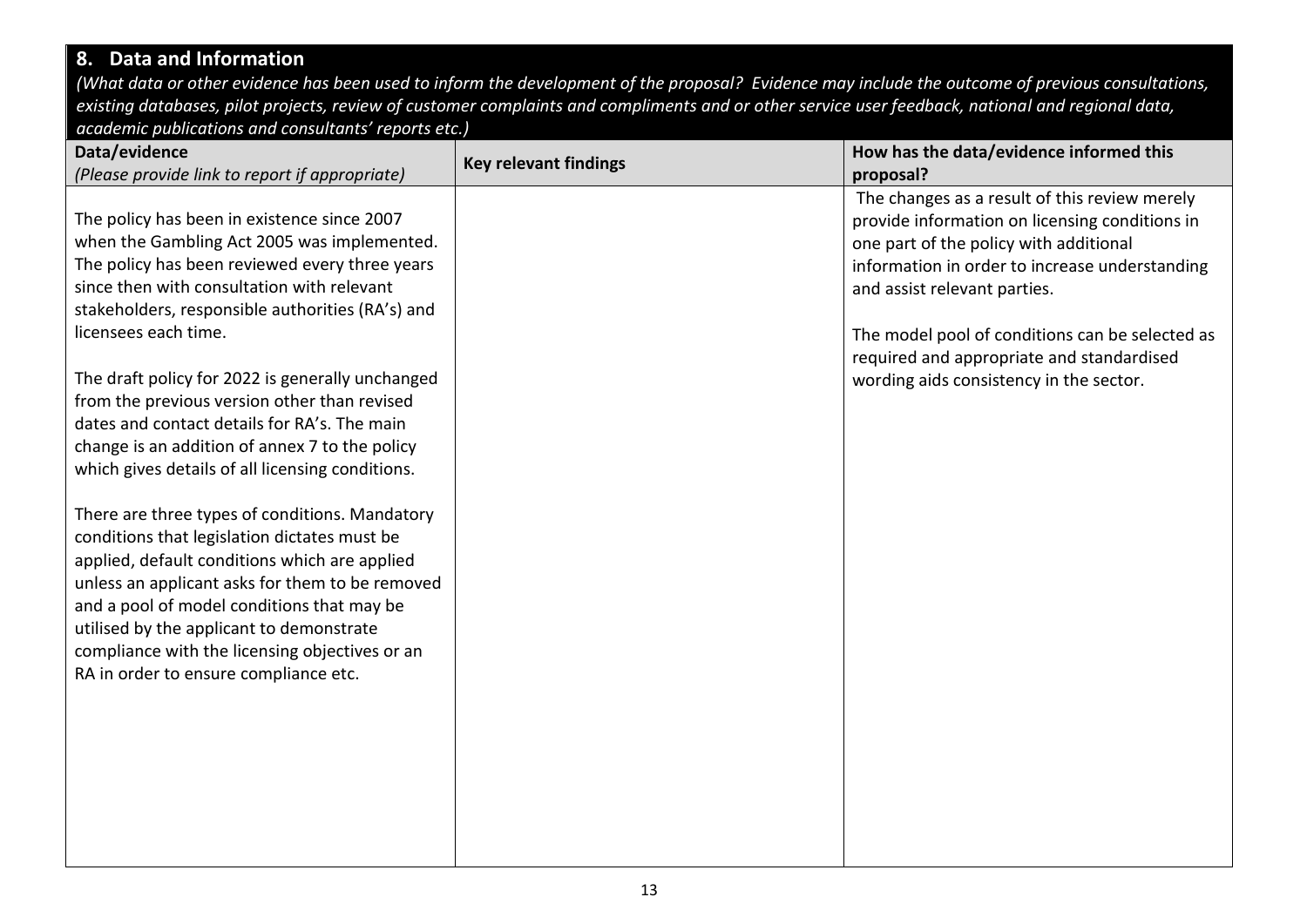## 8. Data and Information

*(What data or other evidence has been used to inform the development of the proposal? Evidence may include the outcome of previous consultations, existing databases, pilot projects, review of customer complaints and compliments and or other service user feedback, national and regional data, academic publications and consultants' reports etc.)*

| Data/evidence *(Please provide link to report if appropriate)* | Key relevant findings | How has the data/evidence informed this proposal? |
|---|---|---|
| The policy has been in existence since 2007 when the Gambling Act 2005 was implemented. The policy has been reviewed every three years since then with consultation with relevant stakeholders, responsible authorities (RA's) and licensees each time.<br><br>The draft policy for 2022 is generally unchanged from the previous version other than revised dates and contact details for RA's. The main change is an addition of annex 7 to the policy which gives details of all licensing conditions.<br><br>There are three types of conditions. Mandatory conditions that legislation dictates must be applied, default conditions which are applied unless an applicant asks for them to be removed and a pool of model conditions that may be utilised by the applicant to demonstrate compliance with the licensing objectives or an RA in order to ensure compliance etc. | | The changes as a result of this review merely provide information on licensing conditions in one part of the policy with additional information in order to increase understanding and assist relevant parties.<br><br>The model pool of conditions can be selected as required and appropriate and standardised wording aids consistency in the sector. |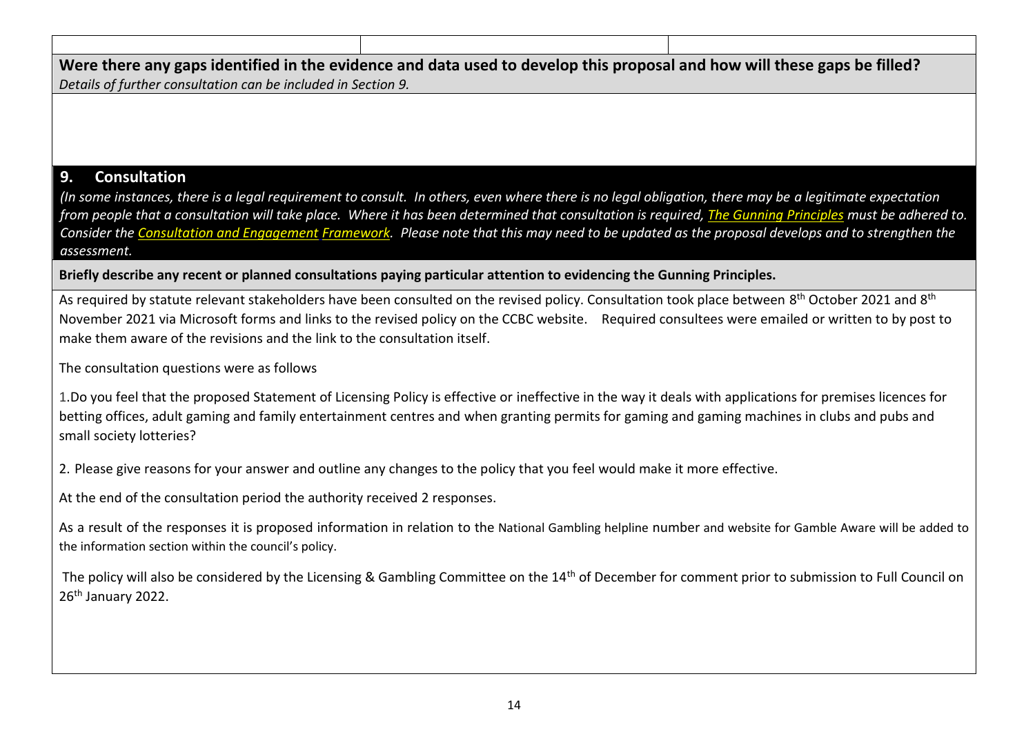| | | |
|---|---|---|
| | | |

**Were there any gaps identified in the evidence and data used to develop this proposal and how will these gaps be filled?**
*Details of further consultation can be included in Section 9.*

## 9. Consultation

*(In some instances, there is a legal requirement to consult. In others, even where there is no legal obligation, there may be a legitimate expectation from people that a consultation will take place. Where it has been determined that consultation is required, The Gunning Principles must be adhered to. Consider the Consultation and Engagement Framework. Please note that this may need to be updated as the proposal develops and to strengthen the assessment.*

**Briefly describe any recent or planned consultations paying particular attention to evidencing the Gunning Principles.**

As required by statute relevant stakeholders have been consulted on the revised policy. Consultation took place between 8th October 2021 and 8th November 2021 via Microsoft forms and links to the revised policy on the CCBC website. Required consultees were emailed or written to by post to make them aware of the revisions and the link to the consultation itself.

The consultation questions were as follows

1.Do you feel that the proposed Statement of Licensing Policy is effective or ineffective in the way it deals with applications for premises licences for betting offices, adult gaming and family entertainment centres and when granting permits for gaming and gaming machines in clubs and pubs and small society lotteries?

2. Please give reasons for your answer and outline any changes to the policy that you feel would make it more effective.

At the end of the consultation period the authority received 2 responses.

As a result of the responses it is proposed information in relation to the National Gambling helpline number and website for Gamble Aware will be added to the information section within the council's policy.

The policy will also be considered by the Licensing & Gambling Committee on the 14th of December for comment prior to submission to Full Council on 26th January 2022.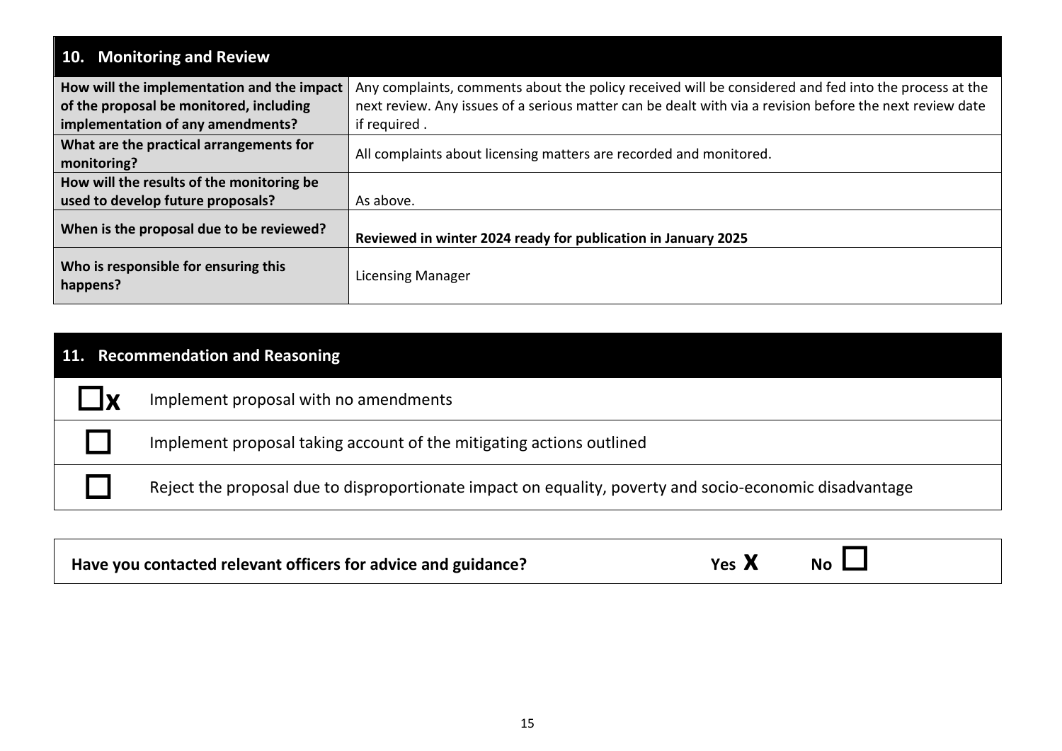| 10. Monitoring and Review | |
|---|---|
| **How will the implementation and the impact of the proposal be monitored, including implementation of any amendments?** | Any complaints, comments about the policy received will be considered and fed into the process at the next review. Any issues of a serious matter can be dealt with via a revision before the next review date if required . |
| **What are the practical arrangements for monitoring?** | All complaints about licensing matters are recorded and monitored. |
| **How will the results of the monitoring be used to develop future proposals?** | As above. |
| **When is the proposal due to be reviewed?** | **Reviewed in winter 2024 ready for publication in January 2025** |
| **Who is responsible for ensuring this happens?** | Licensing Manager |

| 11. Recommendation and Reasoning | |
|---|---|
| ☐x | Implement proposal with no amendments |
| ☐ | Implement proposal taking account of the mitigating actions outlined |
| ☐ | Reject the proposal due to disproportionate impact on equality, poverty and socio-economic disadvantage |

**Have you contacted relevant officers for advice and guidance?** **Yes X** **No ☐**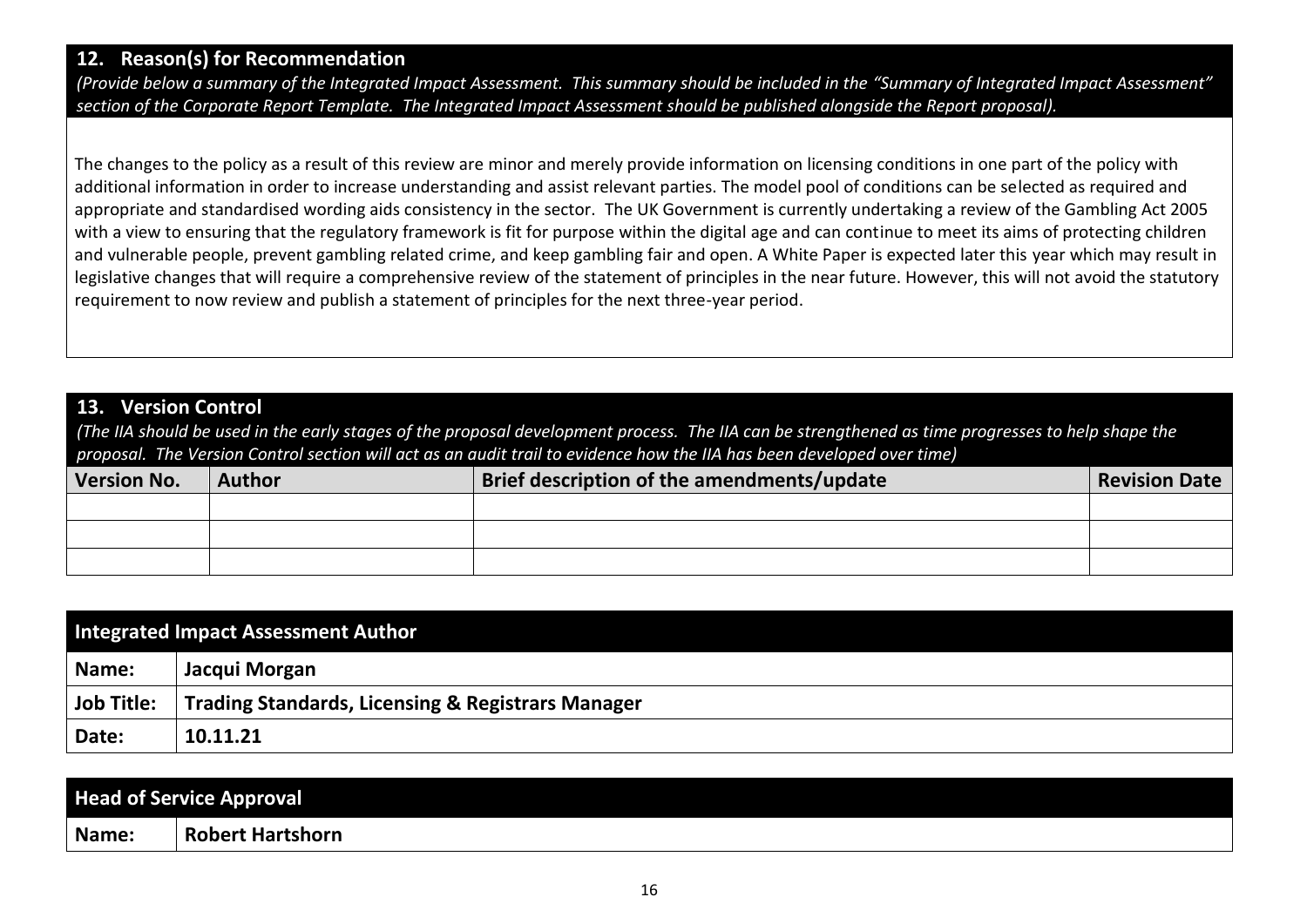## 12. Reason(s) for Recommendation

*(Provide below a summary of the Integrated Impact Assessment. This summary should be included in the "Summary of Integrated Impact Assessment" section of the Corporate Report Template. The Integrated Impact Assessment should be published alongside the Report proposal).*

The changes to the policy as a result of this review are minor and merely provide information on licensing conditions in one part of the policy with additional information in order to increase understanding and assist relevant parties. The model pool of conditions can be selected as required and appropriate and standardised wording aids consistency in the sector. The UK Government is currently undertaking a review of the Gambling Act 2005 with a view to ensuring that the regulatory framework is fit for purpose within the digital age and can continue to meet its aims of protecting children and vulnerable people, prevent gambling related crime, and keep gambling fair and open. A White Paper is expected later this year which may result in legislative changes that will require a comprehensive review of the statement of principles in the near future. However, this will not avoid the statutory requirement to now review and publish a statement of principles for the next three-year period.

## 13. Version Control

*(The IIA should be used in the early stages of the proposal development process. The IIA can be strengthened as time progresses to help shape the proposal. The Version Control section will act as an audit trail to evidence how the IIA has been developed over time)*

| Version No. | Author | Brief description of the amendments/update | Revision Date |
|---|---|---|---|
| | | | |
| | | | |
| | | | |

| Integrated Impact Assessment Author | |
|---|---|
| Name: | **Jacqui Morgan** |
| Job Title: | **Trading Standards, Licensing & Registrars Manager** |
| Date: | **10.11.21** |

| Head of Service Approval | |
|---|---|
| Name: | **Robert Hartshorn** |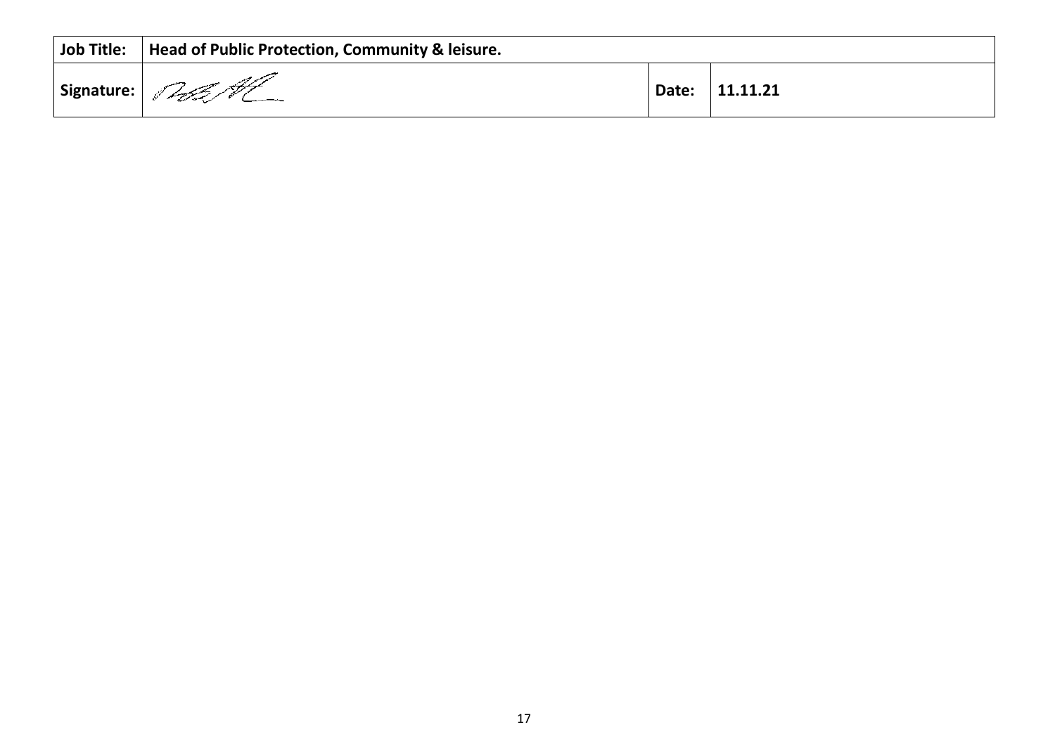| | | | |
|---|---|---|---|
| **Job Title:** | **Head of Public Protection, Community & leisure.** | | |
| **Signature:** | | **Date:** | **11.11.21** |